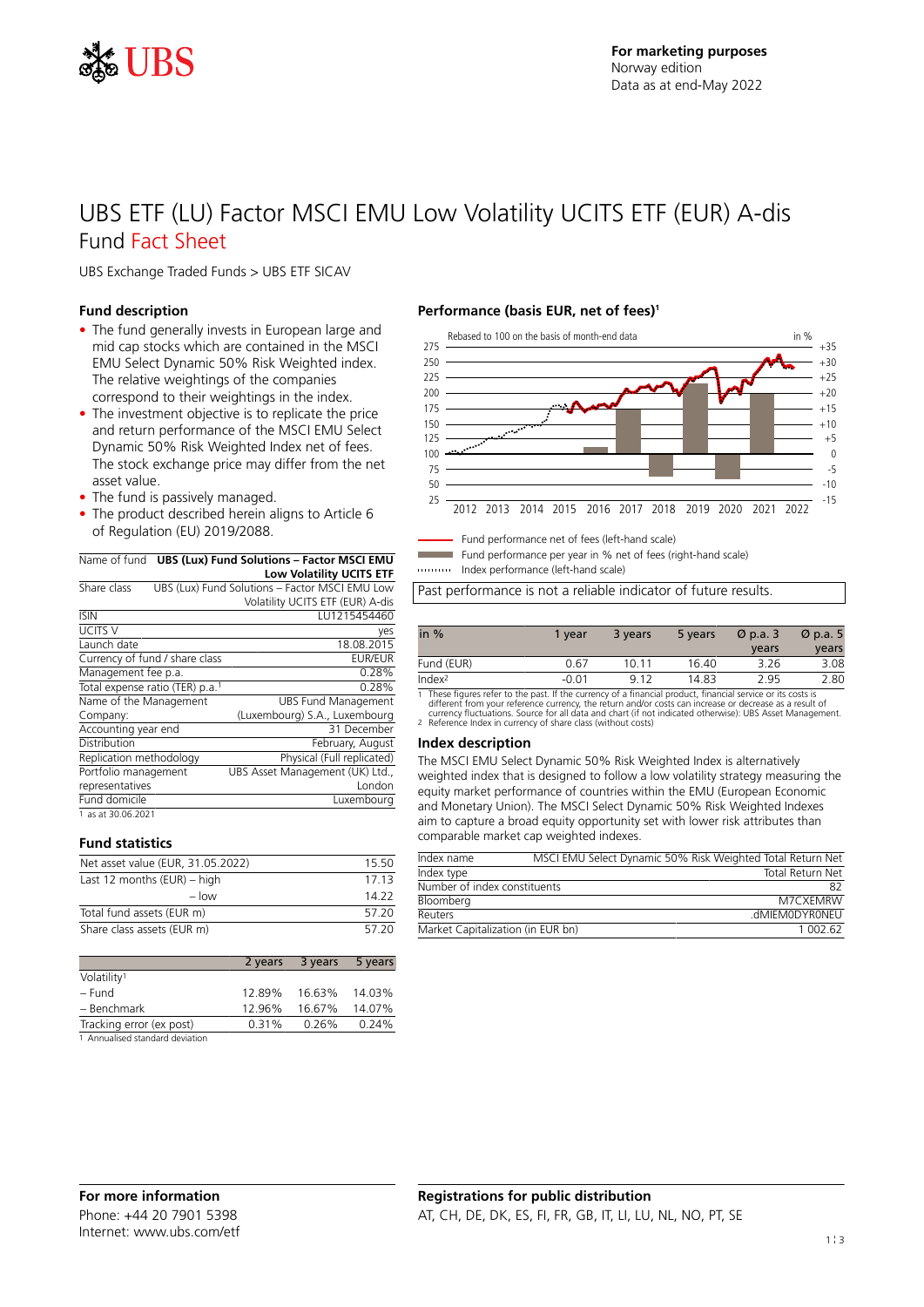For marketing purposes
Norway edition
Data as at end-May 2022

# UBS ETF (LU) Factor MSCI EMU Low Volatility UCITS ETF (EUR) A-dis

## Fund Fact Sheet

UBS Exchange Traded Funds > UBS ETF SICAV

### Fund description

- The fund generally invests in European large and mid cap stocks which are contained in the MSCI EMU Select Dynamic 50% Risk Weighted index. The relative weightings of the companies correspond to their weightings in the index.
- The investment objective is to replicate the price and return performance of the MSCI EMU Select Dynamic 50% Risk Weighted Index net of fees. The stock exchange price may differ from the net asset value.
- The fund is passively managed.
- The product described herein aligns to Article 6 of Regulation (EU) 2019/2088.

| Name of fund | **UBS (Lux) Fund Solutions – Factor MSCI EMU Low Volatility UCITS ETF** |
|---|---|
| Share class | UBS (Lux) Fund Solutions – Factor MSCI EMU Low Volatility UCITS ETF (EUR) A-dis |
| ISIN | LU1215454460 |
| UCITS V | yes |
| Launch date | 18.08.2015 |
| Currency of fund / share class | EUR/EUR |
| Management fee p.a. | 0.28% |
| Total expense ratio (TER) p.a.[1] | 0.28% |
| Name of the Management Company: | UBS Fund Management (Luxembourg) S.A., Luxembourg |
| Accounting year end | 31 December |
| Distribution | February, August |
| Replication methodology | Physical (Full replicated) |
| Portfolio management representatives | UBS Asset Management (UK) Ltd., London |
| Fund domicile | Luxembourg |

1 as at 30.06.2021

### Fund statistics

| | |
|---|---|
| Net asset value (EUR, 31.05.2022) | 15.50 |
| Last 12 months (EUR) – high | 17.13 |
| – low | 14.22 |
| Total fund assets (EUR m) | 57.20 |
| Share class assets (EUR m) | 57.20 |

| | 2 years | 3 years | 5 years |
|---|---|---|---|
| Volatility[1] | | | |
| – Fund | 12.89% | 16.63% | 14.03% |
| – Benchmark | 12.96% | 16.67% | 14.07% |
| Tracking error (ex post) | 0.31% | 0.26% | 0.24% |

1 Annualised standard deviation

### Performance (basis EUR, net of fees)[1]

Rebased to 100 on the basis of month-end data

- Fund performance net of fees (left-hand scale)
- Fund performance per year in % net of fees (right-hand scale)
- Index performance (left-hand scale)

Past performance is not a reliable indicator of future results.

| in % | 1 year | 3 years | 5 years | Ø p.a. 3 years | Ø p.a. 5 years |
|---|---|---|---|---|---|
| Fund (EUR) | 0.67 | 10.11 | 16.40 | 3.26 | 3.08 |
| Index[2] | -0.01 | 9.12 | 14.83 | 2.95 | 2.80 |

1 These figures refer to the past. If the currency of a financial product, financial service or its costs is different from your reference currency, the return and/or costs can increase or decrease as a result of currency fluctuations. Source for all data and chart (if not indicated otherwise): UBS Asset Management.
2 Reference Index in currency of share class (without costs)

### Index description

The MSCI EMU Select Dynamic 50% Risk Weighted Index is alternatively weighted index that is designed to follow a low volatility strategy measuring the equity market performance of countries within the EMU (European Economic and Monetary Union). The MSCI Select Dynamic 50% Risk Weighted Indexes aim to capture a broad equity opportunity set with lower risk attributes than comparable market cap weighted indexes.

| | |
|---|---|
| Index name | MSCI EMU Select Dynamic 50% Risk Weighted Total Return Net |
| Index type | Total Return Net |
| Number of index constituents | 82 |
| Bloomberg | M7CXEMRW |
| Reuters | .dMIEM0DYR0NEU |
| Market Capitalization (in EUR bn) | 1 002.62 |

### For more information

Phone: +44 20 7901 5398
Internet: www.ubs.com/etf

### Registrations for public distribution

AT, CH, DE, DK, ES, FI, FR, GB, IT, LI, LU, NL, NO, PT, SE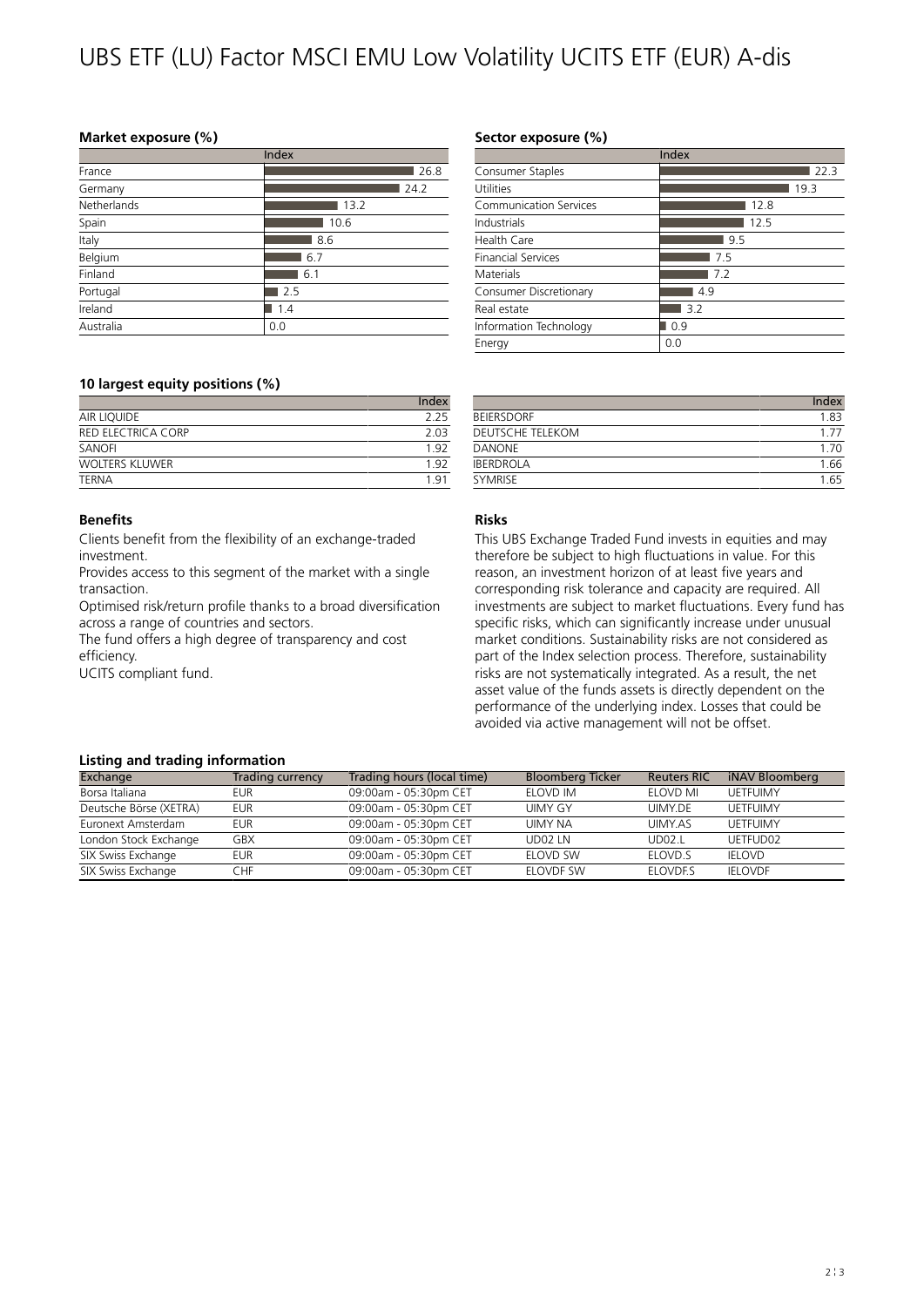# UBS ETF (LU) Factor MSCI EMU Low Volatility UCITS ETF (EUR) A-dis

### Market exposure (%)

| | Index |
|---|---|
| France | 26.8 |
| Germany | 24.2 |
| Netherlands | 13.2 |
| Spain | 10.6 |
| Italy | 8.6 |
| Belgium | 6.7 |
| Finland | 6.1 |
| Portugal | 2.5 |
| Ireland | 1.4 |
| Australia | 0.0 |

### Sector exposure (%)

| | Index |
|---|---|
| Consumer Staples | 22.3 |
| Utilities | 19.3 |
| Communication Services | 12.8 |
| Industrials | 12.5 |
| Health Care | 9.5 |
| Financial Services | 7.5 |
| Materials | 7.2 |
| Consumer Discretionary | 4.9 |
| Real estate | 3.2 |
| Information Technology | 0.9 |
| Energy | 0.0 |

### 10 largest equity positions (%)

| | Index |
|---|---|
| AIR LIQUIDE | 2.25 |
| RED ELECTRICA CORP | 2.03 |
| SANOFI | 1.92 |
| WOLTERS KLUWER | 1.92 |
| TERNA | 1.91 |
| BEIERSDORF | 1.83 |
| DEUTSCHE TELEKOM | 1.77 |
| DANONE | 1.70 |
| IBERDROLA | 1.66 |
| SYMRISE | 1.65 |

### Benefits

Clients benefit from the flexibility of an exchange-traded investment.

Provides access to this segment of the market with a single transaction.

Optimised risk/return profile thanks to a broad diversification across a range of countries and sectors.

The fund offers a high degree of transparency and cost efficiency.

UCITS compliant fund.

### Risks

This UBS Exchange Traded Fund invests in equities and may therefore be subject to high fluctuations in value. For this reason, an investment horizon of at least five years and corresponding risk tolerance and capacity are required. All investments are subject to market fluctuations. Every fund has specific risks, which can significantly increase under unusual market conditions. Sustainability risks are not considered as part of the Index selection process. Therefore, sustainability risks are not systematically integrated. As a result, the net asset value of the funds assets is directly dependent on the performance of the underlying index. Losses that could be avoided via active management will not be offset.

### Listing and trading information

| Exchange | Trading currency | Trading hours (local time) | Bloomberg Ticker | Reuters RIC | iNAV Bloomberg |
|---|---|---|---|---|---|
| Borsa Italiana | EUR | 09:00am - 05:30pm CET | ELOVD IM | ELOVD MI | UETFUIMY |
| Deutsche Börse (XETRA) | EUR | 09:00am - 05:30pm CET | UIMY GY | UIMY.DE | UETFUIMY |
| Euronext Amsterdam | EUR | 09:00am - 05:30pm CET | UIMY NA | UIMY.AS | UETFUIMY |
| London Stock Exchange | GBX | 09:00am - 05:30pm CET | UD02 LN | UD02.L | UETFUD02 |
| SIX Swiss Exchange | EUR | 09:00am - 05:30pm CET | ELOVD SW | ELOVD.S | IELOVD |
| SIX Swiss Exchange | CHF | 09:00am - 05:30pm CET | ELOVDF SW | ELOVDF.S | IELOVDF |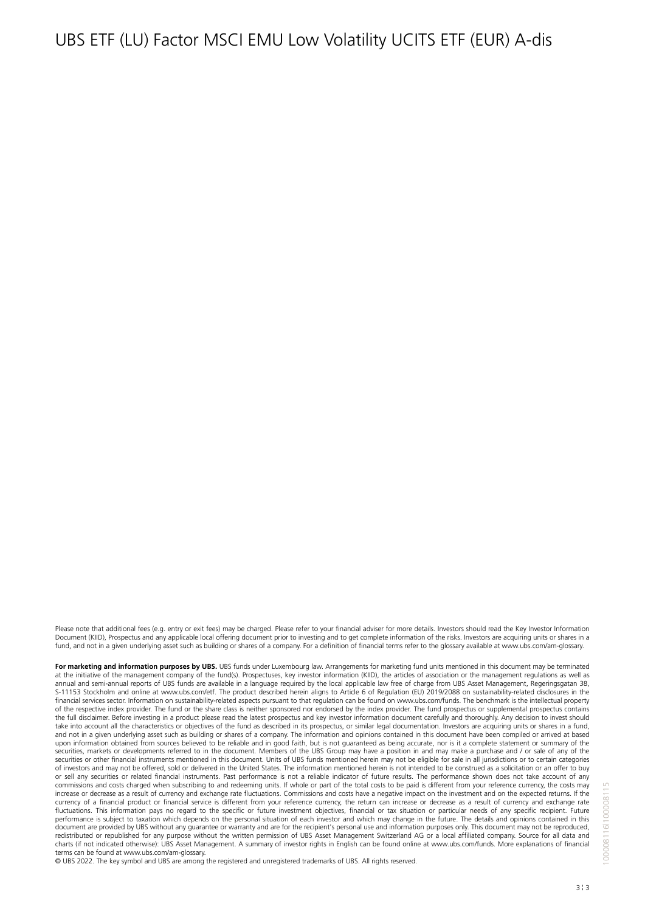# UBS ETF (LU) Factor MSCI EMU Low Volatility UCITS ETF (EUR) A-dis

Please note that additional fees (e.g. entry or exit fees) may be charged. Please refer to your financial adviser for more details. Investors should read the Key Investor Information Document (KIID), Prospectus and any applicable local offering document prior to investing and to get complete information of the risks. Investors are acquiring units or shares in a fund, and not in a given underlying asset such as building or shares of a company. For a definition of financial terms refer to the glossary available at www.ubs.com/am-glossary.

**For marketing and information purposes by UBS.** UBS funds under Luxembourg law. Arrangements for marketing fund units mentioned in this document may be terminated at the initiative of the management company of the fund(s). Prospectuses, key investor information (KIID), the articles of association or the management regulations as well as annual and semi-annual reports of UBS funds are available in a language required by the local applicable law free of charge from UBS Asset Management, Regeringsgatan 38, S-11153 Stockholm and online at www.ubs.com/etf. The product described herein aligns to Article 6 of Regulation (EU) 2019/2088 on sustainability-related disclosures in the financial services sector. Information on sustainability-related aspects pursuant to that regulation can be found on www.ubs.com/funds. The benchmark is the intellectual property of the respective index provider. The fund or the share class is neither sponsored nor endorsed by the index provider. The fund prospectus or supplemental prospectus contains the full disclaimer. Before investing in a product please read the latest prospectus and key investor information document carefully and thoroughly. Any decision to invest should take into account all the characteristics or objectives of the fund as described in its prospectus, or similar legal documentation. Investors are acquiring units or shares in a fund, and not in a given underlying asset such as building or shares of a company. The information and opinions contained in this document have been compiled or arrived at based upon information obtained from sources believed to be reliable and in good faith, but is not guaranteed as being accurate, nor is it a complete statement or summary of the securities, markets or developments referred to in the document. Members of the UBS Group may have a position in and may make a purchase and / or sale of any of the securities or other financial instruments mentioned in this document. Units of UBS funds mentioned herein may not be eligible for sale in all jurisdictions or to certain categories of investors and may not be offered, sold or delivered in the United States. The information mentioned herein is not intended to be construed as a solicitation or an offer to buy or sell any securities or related financial instruments. Past performance is not a reliable indicator of future results. The performance shown does not take account of any commissions and costs charged when subscribing to and redeeming units. If whole or part of the total costs to be paid is different from your reference currency, the costs may increase or decrease as a result of currency and exchange rate fluctuations. Commissions and costs have a negative impact on the investment and on the expected returns. If the currency of a financial product or financial service is different from your reference currency, the return can increase or decrease as a result of currency and exchange rate fluctuations. This information pays no regard to the specific or future investment objectives, financial or tax situation or particular needs of any specific recipient. Future performance is subject to taxation which depends on the personal situation of each investor and which may change in the future. The details and opinions contained in this document are provided by UBS without any guarantee or warranty and are for the recipient's personal use and information purposes only. This document may not be reproduced, redistributed or republished for any purpose without the written permission of UBS Asset Management Switzerland AG or a local affiliated company. Source for all data and charts (if not indicated otherwise): UBS Asset Management. A summary of investor rights in English can be found online at www.ubs.com/funds. More explanations of financial terms can be found at www.ubs.com/am-glossary.

© UBS 2022. The key symbol and UBS are among the registered and unregistered trademarks of UBS. All rights reserved.